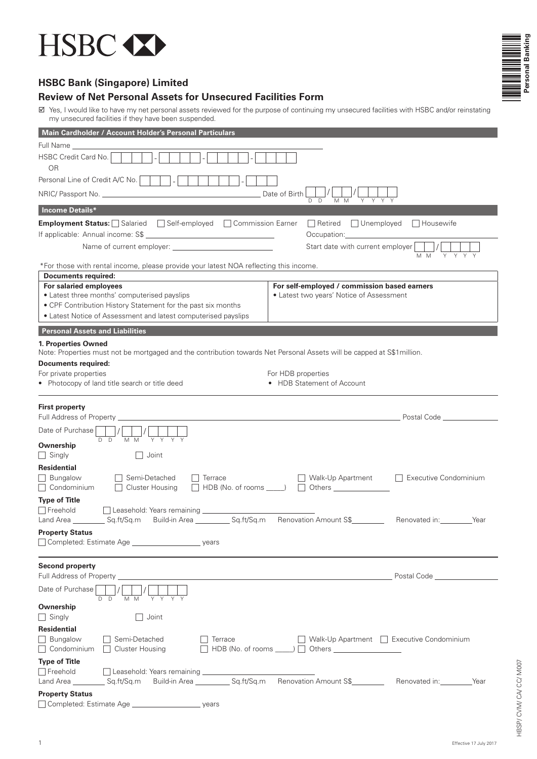HSBC

## HSBC Bank (Singapore) Limited

## Review of Net Personal Assets for Unsecured Facilities Form

☑ Yes, I would like to have my net personal assets reviewed for the purpose of continuing my unsecured facilities with HSBC and/or reinstating my unsecured facilities if they have been suspended.

### Main Cardholder / Account Holder's Personal Particulars

Full Name ____________________

HSBC Credit Card No. ☐☐☐☐ - ☐☐☐☐ - ☐☐☐☐ - ☐☐☐☐

OR

Personal Line of Credit A/C No. ☐☐☐ - ☐☐☐☐☐☐ - ☐☐☐

NRIC/ Passport No. ____________________ Date of Birth ☐☐ / ☐☐ / ☐☐☐☐ (D D / M M / Y Y Y Y)

### Income Details*

**Employment Status:** ☐ Salaried ☐ Self-employed ☐ Commission Earner ☐ Retired ☐ Unemployed ☐ Housewife

If applicable: Annual income: S$ ____________________ Occupation: ____________________

Name of current employer: ____________________ Start date with current employer ☐☐ / ☐☐☐☐ (M M / Y Y Y Y)

*For those with rental income, please provide your latest NOA reflecting this income.

| Documents required: | |
|---|---|
| **For salaried employees**<br>• Latest three months' computerised payslips<br>• CPF Contribution History Statement for the past six months<br>• Latest Notice of Assessment and latest computerised payslips | **For self-employed / commission based earners**<br>• Latest two years' Notice of Assessment |

### Personal Assets and Liabilities

**1. Properties Owned**

Note: Properties must not be mortgaged and the contribution towards Net Personal Assets will be capped at S$1million.

**Documents required:**

For private properties
- Photocopy of land title search or title deed

For HDB properties
- HDB Statement of Account

**First property**

Full Address of Property ____________________ Postal Code ____________

Date of Purchase ☐☐ / ☐☐ / ☐☐☐☐ (D D / M M / Y Y Y Y)

**Ownership**

☐ Singly ☐ Joint

**Residential**

☐ Bungalow ☐ Semi-Detached ☐ Terrace ☐ Walk-Up Apartment ☐ Executive Condominium
☐ Condominium ☐ Cluster Housing ☐ HDB (No. of rooms _____) ☐ Others ____________

**Type of Title**

☐ Freehold ☐ Leasehold: Years remaining ____________________

Land Area ________ Sq.ft/Sq.m Build-in Area ________ Sq.ft/Sq.m Renovation Amount S$________ Renovated in: ________ Year

**Property Status**

☐ Completed: Estimate Age ________________ years

**Second property**

Full Address of Property ____________________ Postal Code ____________

Date of Purchase ☐☐ / ☐☐ / ☐☐☐☐ (D D / M M / Y Y Y Y)

**Ownership**

☐ Singly ☐ Joint

**Residential**

☐ Bungalow ☐ Semi-Detached ☐ Terrace ☐ Walk-Up Apartment ☐ Executive Condominium
☐ Condominium ☐ Cluster Housing ☐ HDB (No. of rooms _____) ☐ Others ____________

**Type of Title**

☐ Freehold ☐ Leasehold: Years remaining ____________________

Land Area ________ Sq.ft/Sq.m Build-in Area ________ Sq.ft/Sq.m Renovation Amount S$________ Renovated in: ________ Year

**Property Status**

☐ Completed: Estimate Age ________________ years

HBSP/ CVM/ CA/ CC/ M007

Effective 17 July 2017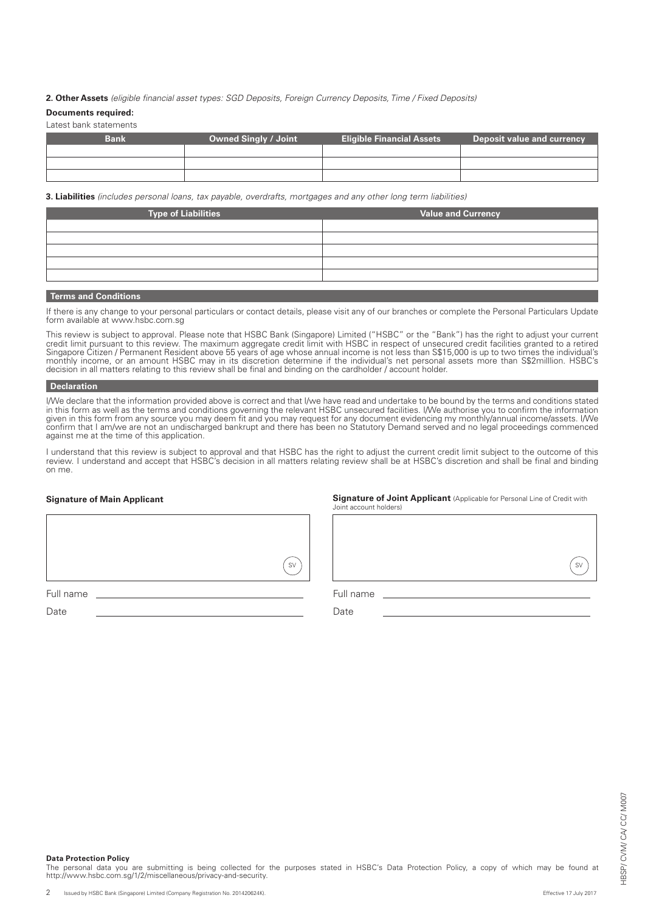**2. Other Assets** *(eligible financial asset types: SGD Deposits, Foreign Currency Deposits, Time / Fixed Deposits)*

**Documents required:**

Latest bank statements

| Bank | Owned Singly / Joint | Eligible Financial Assets | Deposit value and currency |
|---|---|---|---|
| | | | |
| | | | |
| | | | |

**3. Liabilities** *(includes personal loans, tax payable, overdrafts, mortgages and any other long term liabilities)*

| Type of Liabilities | Value and Currency |
|---|---|
| | |
| | |
| | |
| | |
| | |

## Terms and Conditions

If there is any change to your personal particulars or contact details, please visit any of our branches or complete the Personal Particulars Update form available at www.hsbc.com.sg

This review is subject to approval. Please note that HSBC Bank (Singapore) Limited ("HSBC" or the "Bank") has the right to adjust your current credit limit pursuant to this review. The maximum aggregate credit limit with HSBC in respect of unsecured credit facilities granted to a retired Singapore Citizen / Permanent Resident above 55 years of age whose annual income is not less than S$15,000 is up to two times the individual's monthly income, or an amount HSBC may in its discretion determine if the individual's net personal assets more than S$2milllion. HSBC's decision in all matters relating to this review shall be final and binding on the cardholder / account holder.

## Declaration

I/We declare that the information provided above is correct and that I/we have read and undertake to be bound by the terms and conditions stated in this form as well as the terms and conditions governing the relevant HSBC unsecured facilities. I/We authorise you to confirm the information given in this form from any source you may deem fit and you may request for any document evidencing my monthly/annual income/assets. I/We confirm that I am/we are not an undischarged bankrupt and there has been no Statutory Demand served and no legal proceedings commenced against me at the time of this application.

I understand that this review is subject to approval and that HSBC has the right to adjust the current credit limit subject to the outcome of this review. I understand and accept that HSBC's decision in all matters relating review shall be at HSBC's discretion and shall be final and binding on me.

**Signature of Main Applicant**

SV

Full name \_\_\_\_\_\_\_\_\_\_\_\_\_\_\_\_\_\_\_\_

Date \_\_\_\_\_\_\_\_\_\_\_\_\_\_\_\_\_\_\_\_

**Signature of Joint Applicant** (Applicable for Personal Line of Credit with Joint account holders)

SV

Full name \_\_\_\_\_\_\_\_\_\_\_\_\_\_\_\_\_\_\_\_

Date \_\_\_\_\_\_\_\_\_\_\_\_\_\_\_\_\_\_\_\_

**Data Protection Policy**

The personal data you are submitting is being collected for the purposes stated in HSBC's Data Protection Policy, a copy of which may be found at http://www.hsbc.com.sg/1/2/miscellaneous/privacy-and-security.

Issued by HSBC Bank (Singapore) Limited (Company Registration No. 201420624K).

Effective 17 July 2017

HBSP/ CVM/ CA/ CC/ M007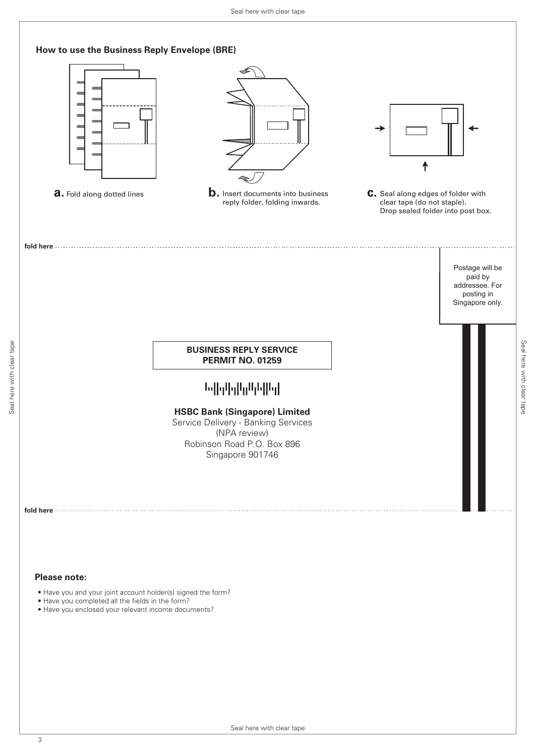Seal here with clear tape

## How to use the Business Reply Envelope (BRE)

**a.** Fold along dotted lines

**b.** Insert documents into business reply folder, folding inwards.

**c.** Seal along edges of folder with clear tape (do not staple). Drop sealed folder into post box.

**fold here**

Postage will be paid by addressee. For posting in Singapore only.

Seal here with clear tape

Seal here with clear tape

**BUSINESS REPLY SERVICE**
**PERMIT NO. 01259**

**HSBC Bank (Singapore) Limited**
Service Delivery - Banking Services
(NPA review)
Robinson Road P.O. Box 896
Singapore 901746

**fold here**

### Please note:

- Have you and your joint account holder(s) signed the form?
- Have you completed all the fields in the form?
- Have you enclosed your relevant income documents?

Seal here with clear tape